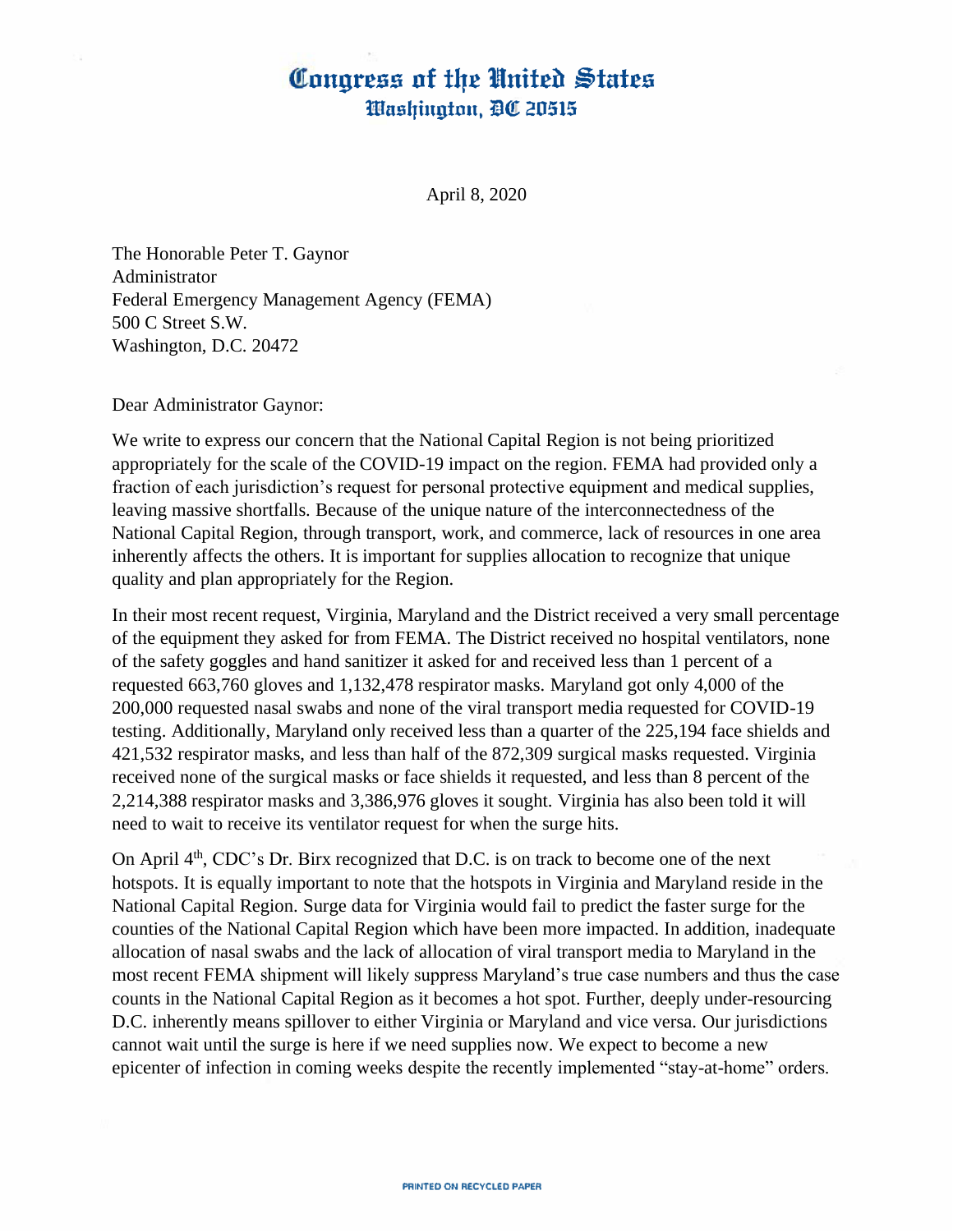# Congress of the United States
## Washington, DC 20515

April 8, 2020

The Honorable Peter T. Gaynor
Administrator
Federal Emergency Management Agency (FEMA)
500 C Street S.W.
Washington, D.C. 20472

Dear Administrator Gaynor:

We write to express our concern that the National Capital Region is not being prioritized appropriately for the scale of the COVID-19 impact on the region. FEMA had provided only a fraction of each jurisdiction's request for personal protective equipment and medical supplies, leaving massive shortfalls. Because of the unique nature of the interconnectedness of the National Capital Region, through transport, work, and commerce, lack of resources in one area inherently affects the others. It is important for supplies allocation to recognize that unique quality and plan appropriately for the Region.

In their most recent request, Virginia, Maryland and the District received a very small percentage of the equipment they asked for from FEMA. The District received no hospital ventilators, none of the safety goggles and hand sanitizer it asked for and received less than 1 percent of a requested 663,760 gloves and 1,132,478 respirator masks. Maryland got only 4,000 of the 200,000 requested nasal swabs and none of the viral transport media requested for COVID-19 testing. Additionally, Maryland only received less than a quarter of the 225,194 face shields and 421,532 respirator masks, and less than half of the 872,309 surgical masks requested. Virginia received none of the surgical masks or face shields it requested, and less than 8 percent of the 2,214,388 respirator masks and 3,386,976 gloves it sought. Virginia has also been told it will need to wait to receive its ventilator request for when the surge hits.

On April 4th, CDC's Dr. Birx recognized that D.C. is on track to become one of the next hotspots. It is equally important to note that the hotspots in Virginia and Maryland reside in the National Capital Region. Surge data for Virginia would fail to predict the faster surge for the counties of the National Capital Region which have been more impacted. In addition, inadequate allocation of nasal swabs and the lack of allocation of viral transport media to Maryland in the most recent FEMA shipment will likely suppress Maryland's true case numbers and thus the case counts in the National Capital Region as it becomes a hot spot. Further, deeply under-resourcing D.C. inherently means spillover to either Virginia or Maryland and vice versa. Our jurisdictions cannot wait until the surge is here if we need supplies now. We expect to become a new epicenter of infection in coming weeks despite the recently implemented "stay-at-home" orders.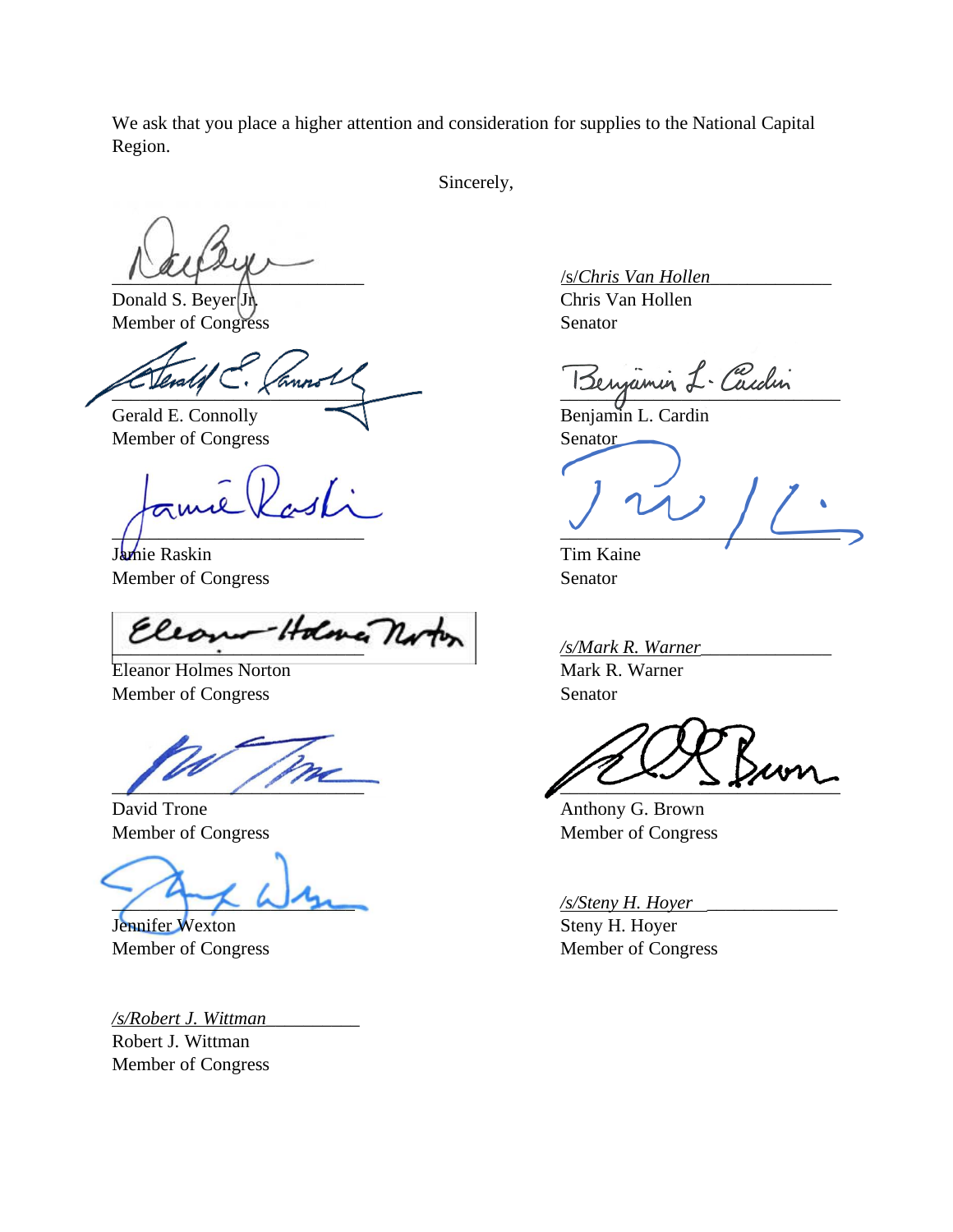We ask that you place a higher attention and consideration for supplies to the National Capital Region.

Sincerely,

Donald S. Beyer Jr.
Member of Congress

Gerald E. Connolly
Member of Congress

Jamie Raskin
Member of Congress

Eleanor Holmes Norton
Member of Congress

David Trone
Member of Congress

Jennifer Wexton
Member of Congress

*/s/Robert J. Wittman*
Robert J. Wittman
Member of Congress

/s/*Chris Van Hollen*
Chris Van Hollen
Senator

Benjamin L. Cardin
Senator

Tim Kaine
Senator

*/s/Mark R. Warner*
Mark R. Warner
Senator

Anthony G. Brown
Member of Congress

*/s/Steny H. Hoyer*
Steny H. Hoyer
Member of Congress